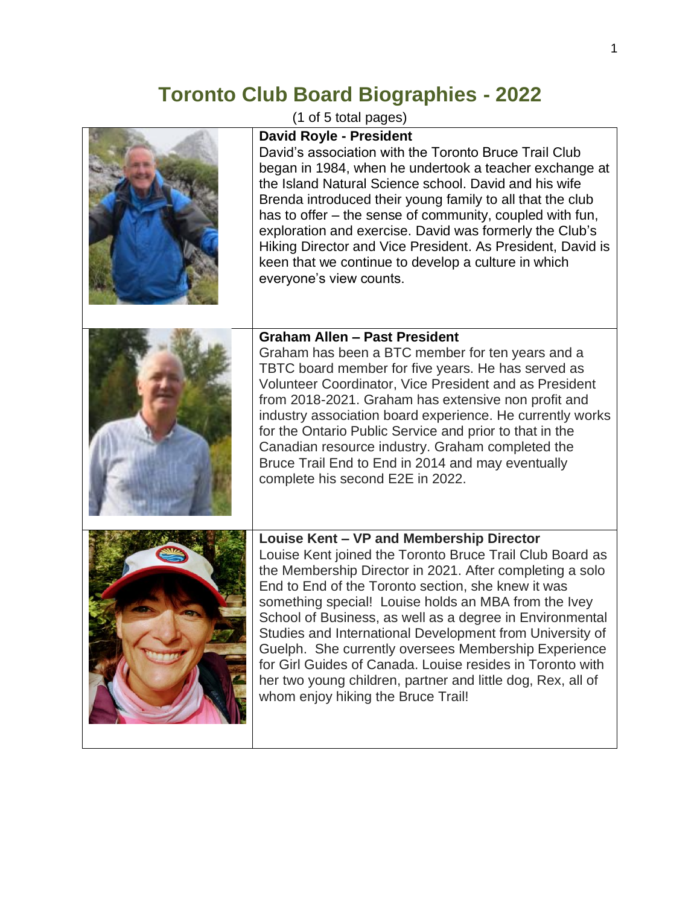# Toronto Club Board Biographies - 2022

(1 of 5 total pages)

**David Royle - President**

David's association with the Toronto Bruce Trail Club began in 1984, when he undertook a teacher exchange at the Island Natural Science school. David and his wife Brenda introduced their young family to all that the club has to offer – the sense of community, coupled with fun, exploration and exercise. David was formerly the Club's Hiking Director and Vice President. As President, David is keen that we continue to develop a culture in which everyone's view counts.

**Graham Allen – Past President**

Graham has been a BTC member for ten years and a TBTC board member for five years. He has served as Volunteer Coordinator, Vice President and as President from 2018-2021. Graham has extensive non profit and industry association board experience. He currently works for the Ontario Public Service and prior to that in the Canadian resource industry. Graham completed the Bruce Trail End to End in 2014 and may eventually complete his second E2E in 2022.

**Louise Kent – VP and Membership Director**

Louise Kent joined the Toronto Bruce Trail Club Board as the Membership Director in 2021. After completing a solo End to End of the Toronto section, she knew it was something special! Louise holds an MBA from the Ivey School of Business, as well as a degree in Environmental Studies and International Development from University of Guelph. She currently oversees Membership Experience for Girl Guides of Canada. Louise resides in Toronto with her two young children, partner and little dog, Rex, all of whom enjoy hiking the Bruce Trail!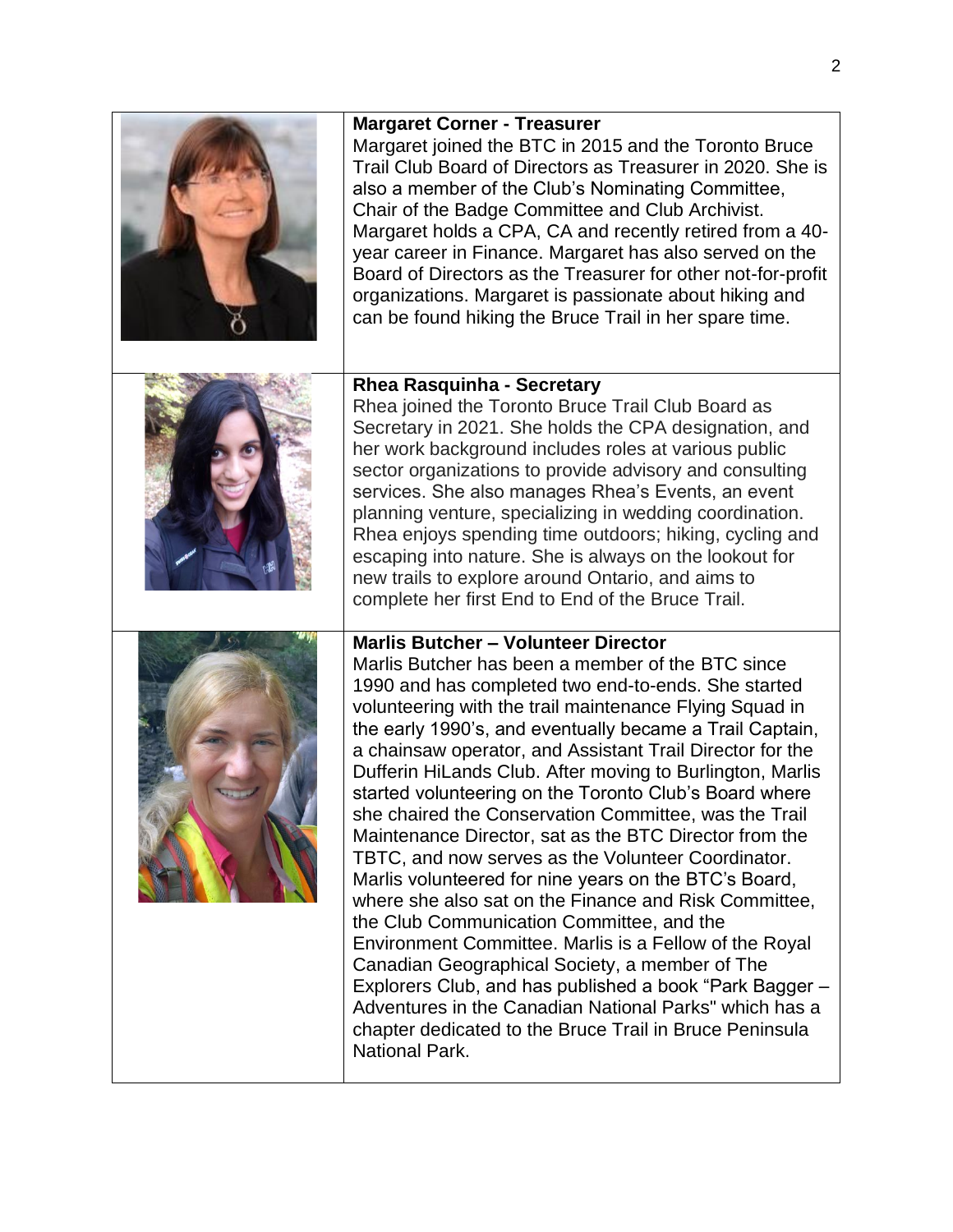**Margaret Corner - Treasurer**

Margaret joined the BTC in 2015 and the Toronto Bruce Trail Club Board of Directors as Treasurer in 2020. She is also a member of the Club's Nominating Committee, Chair of the Badge Committee and Club Archivist. Margaret holds a CPA, CA and recently retired from a 40-year career in Finance. Margaret has also served on the Board of Directors as the Treasurer for other not-for-profit organizations. Margaret is passionate about hiking and can be found hiking the Bruce Trail in her spare time.

**Rhea Rasquinha - Secretary**

Rhea joined the Toronto Bruce Trail Club Board as Secretary in 2021. She holds the CPA designation, and her work background includes roles at various public sector organizations to provide advisory and consulting services. She also manages Rhea's Events, an event planning venture, specializing in wedding coordination. Rhea enjoys spending time outdoors; hiking, cycling and escaping into nature. She is always on the lookout for new trails to explore around Ontario, and aims to complete her first End to End of the Bruce Trail.

**Marlis Butcher – Volunteer Director**

Marlis Butcher has been a member of the BTC since 1990 and has completed two end-to-ends. She started volunteering with the trail maintenance Flying Squad in the early 1990's, and eventually became a Trail Captain, a chainsaw operator, and Assistant Trail Director for the Dufferin HiLands Club. After moving to Burlington, Marlis started volunteering on the Toronto Club's Board where she chaired the Conservation Committee, was the Trail Maintenance Director, sat as the BTC Director from the TBTC, and now serves as the Volunteer Coordinator. Marlis volunteered for nine years on the BTC's Board, where she also sat on the Finance and Risk Committee, the Club Communication Committee, and the Environment Committee. Marlis is a Fellow of the Royal Canadian Geographical Society, a member of The Explorers Club, and has published a book "Park Bagger – Adventures in the Canadian National Parks" which has a chapter dedicated to the Bruce Trail in Bruce Peninsula National Park.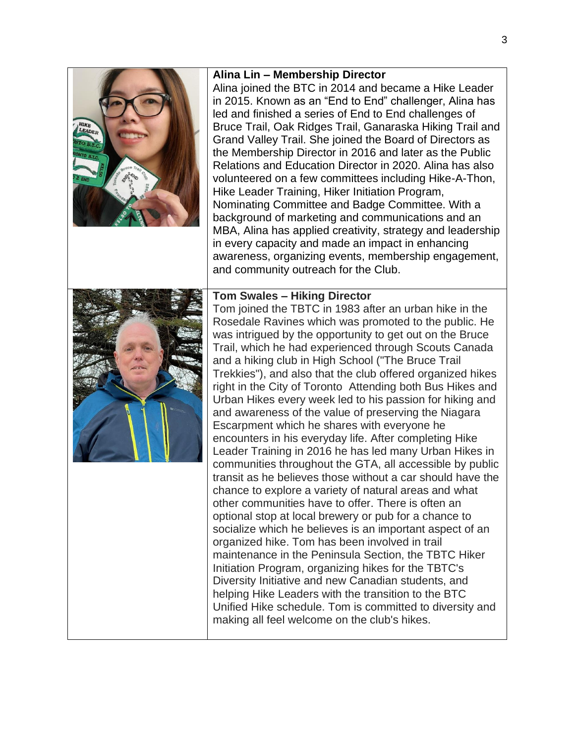**Alina Lin – Membership Director**

Alina joined the BTC in 2014 and became a Hike Leader in 2015. Known as an "End to End" challenger, Alina has led and finished a series of End to End challenges of Bruce Trail, Oak Ridges Trail, Ganaraska Hiking Trail and Grand Valley Trail. She joined the Board of Directors as the Membership Director in 2016 and later as the Public Relations and Education Director in 2020. Alina has also volunteered on a few committees including Hike-A-Thon, Hike Leader Training, Hiker Initiation Program, Nominating Committee and Badge Committee. With a background of marketing and communications and an MBA, Alina has applied creativity, strategy and leadership in every capacity and made an impact in enhancing awareness, organizing events, membership engagement, and community outreach for the Club.

**Tom Swales – Hiking Director**

Tom joined the TBTC in 1983 after an urban hike in the Rosedale Ravines which was promoted to the public. He was intrigued by the opportunity to get out on the Bruce Trail, which he had experienced through Scouts Canada and a hiking club in High School ("The Bruce Trail Trekkies"), and also that the club offered organized hikes right in the City of Toronto  Attending both Bus Hikes and Urban Hikes every week led to his passion for hiking and and awareness of the value of preserving the Niagara Escarpment which he shares with everyone he encounters in his everyday life. After completing Hike Leader Training in 2016 he has led many Urban Hikes in communities throughout the GTA, all accessible by public transit as he believes those without a car should have the chance to explore a variety of natural areas and what other communities have to offer. There is often an optional stop at local brewery or pub for a chance to socialize which he believes is an important aspect of an organized hike. Tom has been involved in trail maintenance in the Peninsula Section, the TBTC Hiker Initiation Program, organizing hikes for the TBTC's Diversity Initiative and new Canadian students, and helping Hike Leaders with the transition to the BTC Unified Hike schedule. Tom is committed to diversity and making all feel welcome on the club's hikes.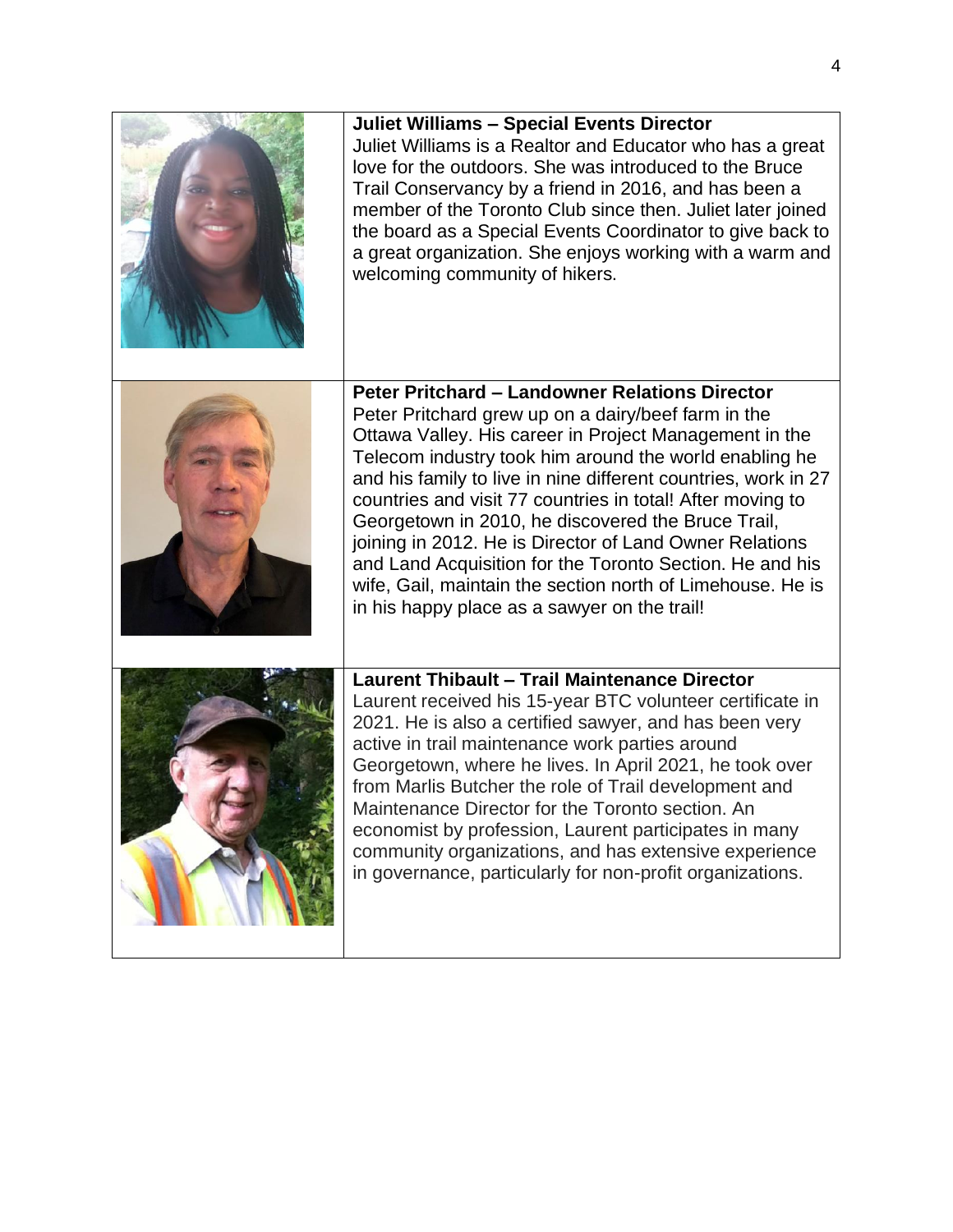**Juliet Williams – Special Events Director**

Juliet Williams is a Realtor and Educator who has a great love for the outdoors. She was introduced to the Bruce Trail Conservancy by a friend in 2016, and has been a member of the Toronto Club since then. Juliet later joined the board as a Special Events Coordinator to give back to a great organization. She enjoys working with a warm and welcoming community of hikers.

**Peter Pritchard – Landowner Relations Director**

Peter Pritchard grew up on a dairy/beef farm in the Ottawa Valley. His career in Project Management in the Telecom industry took him around the world enabling he and his family to live in nine different countries, work in 27 countries and visit 77 countries in total! After moving to Georgetown in 2010, he discovered the Bruce Trail, joining in 2012. He is Director of Land Owner Relations and Land Acquisition for the Toronto Section. He and his wife, Gail, maintain the section north of Limehouse. He is in his happy place as a sawyer on the trail!

**Laurent Thibault – Trail Maintenance Director**

Laurent received his 15-year BTC volunteer certificate in 2021. He is also a certified sawyer, and has been very active in trail maintenance work parties around Georgetown, where he lives. In April 2021, he took over from Marlis Butcher the role of Trail development and Maintenance Director for the Toronto section. An economist by profession, Laurent participates in many community organizations, and has extensive experience in governance, particularly for non-profit organizations.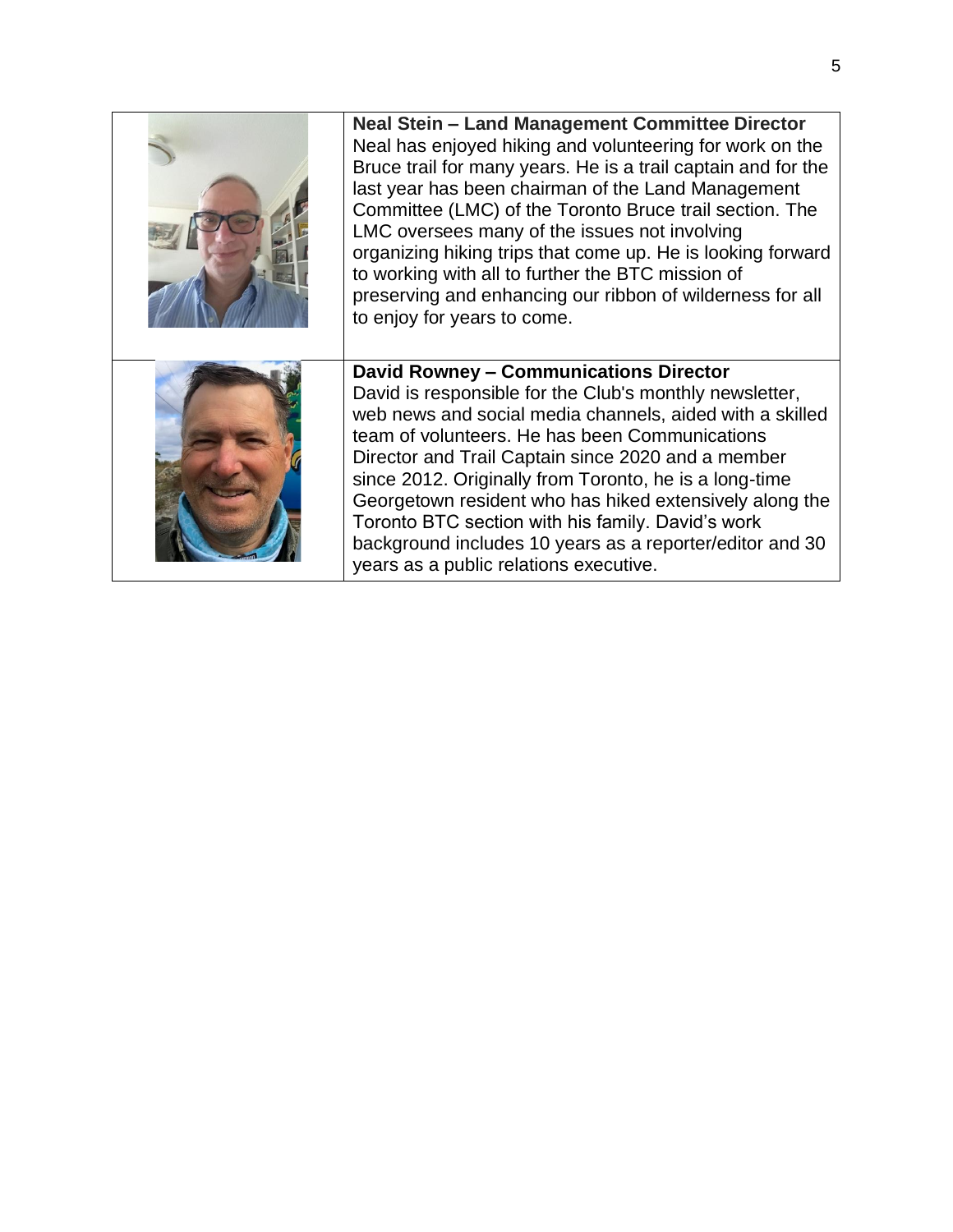| | |
|---|---|
| | **Neal Stein – Land Management Committee Director**<br>Neal has enjoyed hiking and volunteering for work on the Bruce trail for many years. He is a trail captain and for the last year has been chairman of the Land Management Committee (LMC) of the Toronto Bruce trail section. The LMC oversees many of the issues not involving organizing hiking trips that come up. He is looking forward to working with all to further the BTC mission of preserving and enhancing our ribbon of wilderness for all to enjoy for years to come. |
| | **David Rowney – Communications Director**<br>David is responsible for the Club's monthly newsletter, web news and social media channels, aided with a skilled team of volunteers. He has been Communications Director and Trail Captain since 2020 and a member since 2012. Originally from Toronto, he is a long-time Georgetown resident who has hiked extensively along the Toronto BTC section with his family. David's work background includes 10 years as a reporter/editor and 30 years as a public relations executive. |